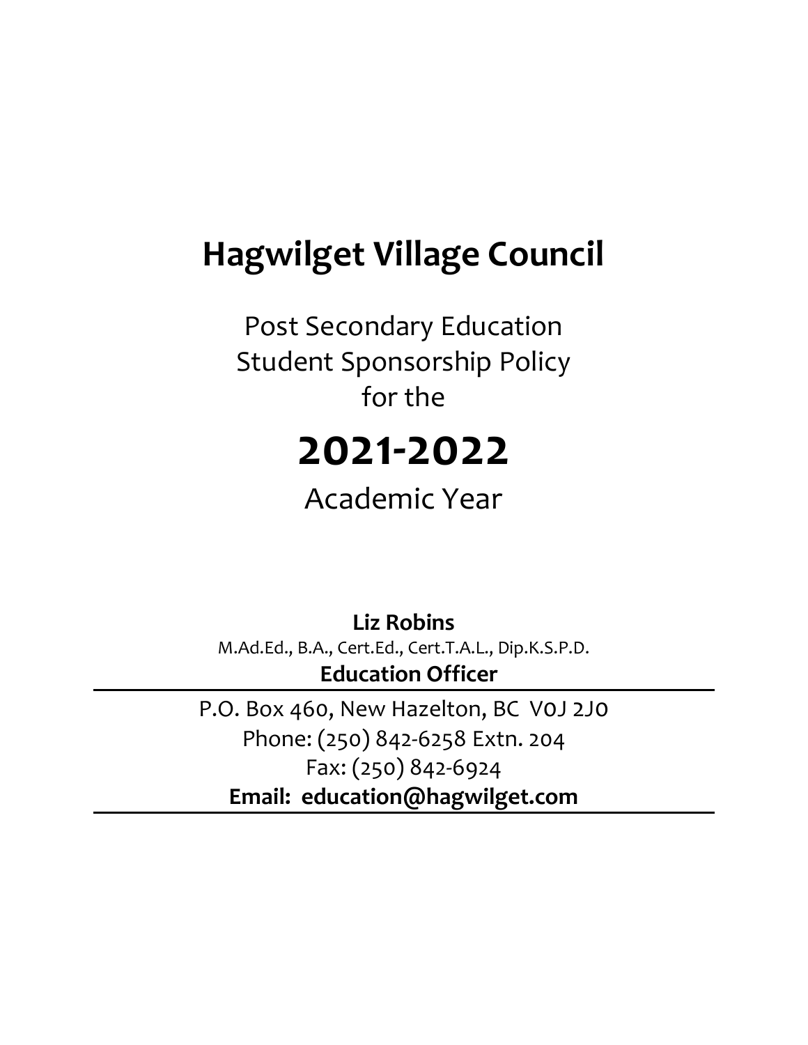# Hagwilget Village Council

Post Secondary Education
Student Sponsorship Policy
for the

# 2021-2022

Academic Year

**Liz Robins**
M.Ad.Ed., B.A., Cert.Ed., Cert.T.A.L., Dip.K.S.P.D.
**Education Officer**

P.O. Box 460, New Hazelton, BC V0J 2J0
Phone: (250) 842-6258 Extn. 204
Fax: (250) 842-6924
**Email: education@hagwilget.com**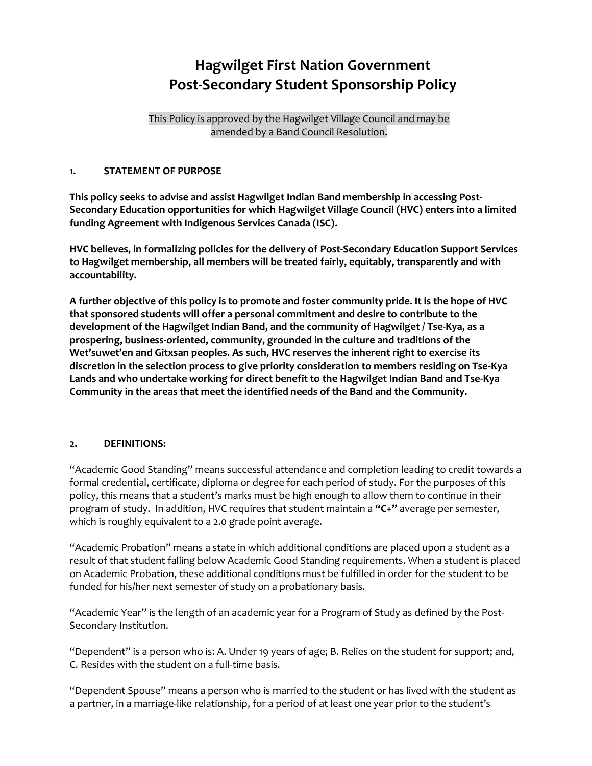# Hagwilget First Nation Government
# Post-Secondary Student Sponsorship Policy

This Policy is approved by the Hagwilget Village Council and may be amended by a Band Council Resolution.

## 1. STATEMENT OF PURPOSE

**This policy seeks to advise and assist Hagwilget Indian Band membership in accessing Post-Secondary Education opportunities for which Hagwilget Village Council (HVC) enters into a limited funding Agreement with Indigenous Services Canada (ISC).**

**HVC believes, in formalizing policies for the delivery of Post-Secondary Education Support Services to Hagwilget membership, all members will be treated fairly, equitably, transparently and with accountability.**

**A further objective of this policy is to promote and foster community pride. It is the hope of HVC that sponsored students will offer a personal commitment and desire to contribute to the development of the Hagwilget Indian Band, and the community of Hagwilget / Tse-Kya, as a prospering, business-oriented, community, grounded in the culture and traditions of the Wet'suwet'en and Gitxsan peoples. As such, HVC reserves the inherent right to exercise its discretion in the selection process to give priority consideration to members residing on Tse-Kya Lands and who undertake working for direct benefit to the Hagwilget Indian Band and Tse-Kya Community in the areas that meet the identified needs of the Band and the Community.**

## 2. DEFINITIONS:

"Academic Good Standing" means successful attendance and completion leading to credit towards a formal credential, certificate, diploma or degree for each period of study. For the purposes of this policy, this means that a student's marks must be high enough to allow them to continue in their program of study. In addition, HVC requires that student maintain a **"C+"** average per semester, which is roughly equivalent to a 2.0 grade point average.

"Academic Probation" means a state in which additional conditions are placed upon a student as a result of that student falling below Academic Good Standing requirements. When a student is placed on Academic Probation, these additional conditions must be fulfilled in order for the student to be funded for his/her next semester of study on a probationary basis.

"Academic Year" is the length of an academic year for a Program of Study as defined by the Post-Secondary Institution.

"Dependent" is a person who is: A. Under 19 years of age; B. Relies on the student for support; and, C. Resides with the student on a full-time basis.

"Dependent Spouse" means a person who is married to the student or has lived with the student as a partner, in a marriage-like relationship, for a period of at least one year prior to the student's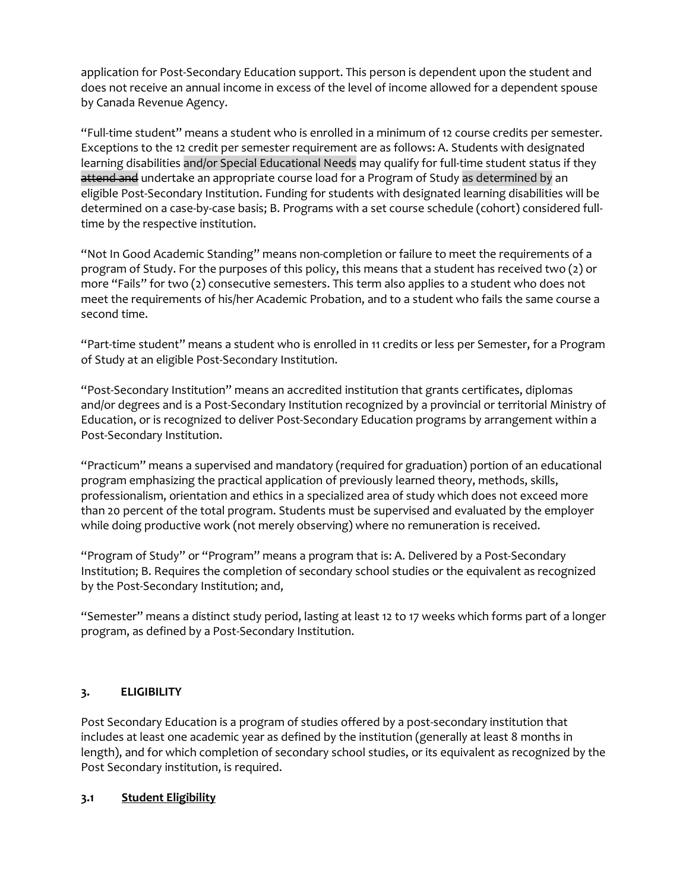application for Post-Secondary Education support. This person is dependent upon the student and does not receive an annual income in excess of the level of income allowed for a dependent spouse by Canada Revenue Agency.

"Full-time student" means a student who is enrolled in a minimum of 12 course credits per semester. Exceptions to the 12 credit per semester requirement are as follows: A. Students with designated learning disabilities and/or Special Educational Needs may qualify for full-time student status if they ~~attend and~~ undertake an appropriate course load for a Program of Study as determined by an eligible Post-Secondary Institution. Funding for students with designated learning disabilities will be determined on a case-by-case basis; B. Programs with a set course schedule (cohort) considered full-time by the respective institution.

"Not In Good Academic Standing" means non-completion or failure to meet the requirements of a program of Study. For the purposes of this policy, this means that a student has received two (2) or more "Fails" for two (2) consecutive semesters. This term also applies to a student who does not meet the requirements of his/her Academic Probation, and to a student who fails the same course a second time.

"Part-time student" means a student who is enrolled in 11 credits or less per Semester, for a Program of Study at an eligible Post-Secondary Institution.

"Post-Secondary Institution" means an accredited institution that grants certificates, diplomas and/or degrees and is a Post-Secondary Institution recognized by a provincial or territorial Ministry of Education, or is recognized to deliver Post-Secondary Education programs by arrangement within a Post-Secondary Institution.

"Practicum" means a supervised and mandatory (required for graduation) portion of an educational program emphasizing the practical application of previously learned theory, methods, skills, professionalism, orientation and ethics in a specialized area of study which does not exceed more than 20 percent of the total program. Students must be supervised and evaluated by the employer while doing productive work (not merely observing) where no remuneration is received.

"Program of Study" or "Program" means a program that is: A. Delivered by a Post-Secondary Institution; B. Requires the completion of secondary school studies or the equivalent as recognized by the Post-Secondary Institution; and,

"Semester" means a distinct study period, lasting at least 12 to 17 weeks which forms part of a longer program, as defined by a Post-Secondary Institution.

## 3. ELIGIBILITY

Post Secondary Education is a program of studies offered by a post-secondary institution that includes at least one academic year as defined by the institution (generally at least 8 months in length), and for which completion of secondary school studies, or its equivalent as recognized by the Post Secondary institution, is required.

### 3.1 Student Eligibility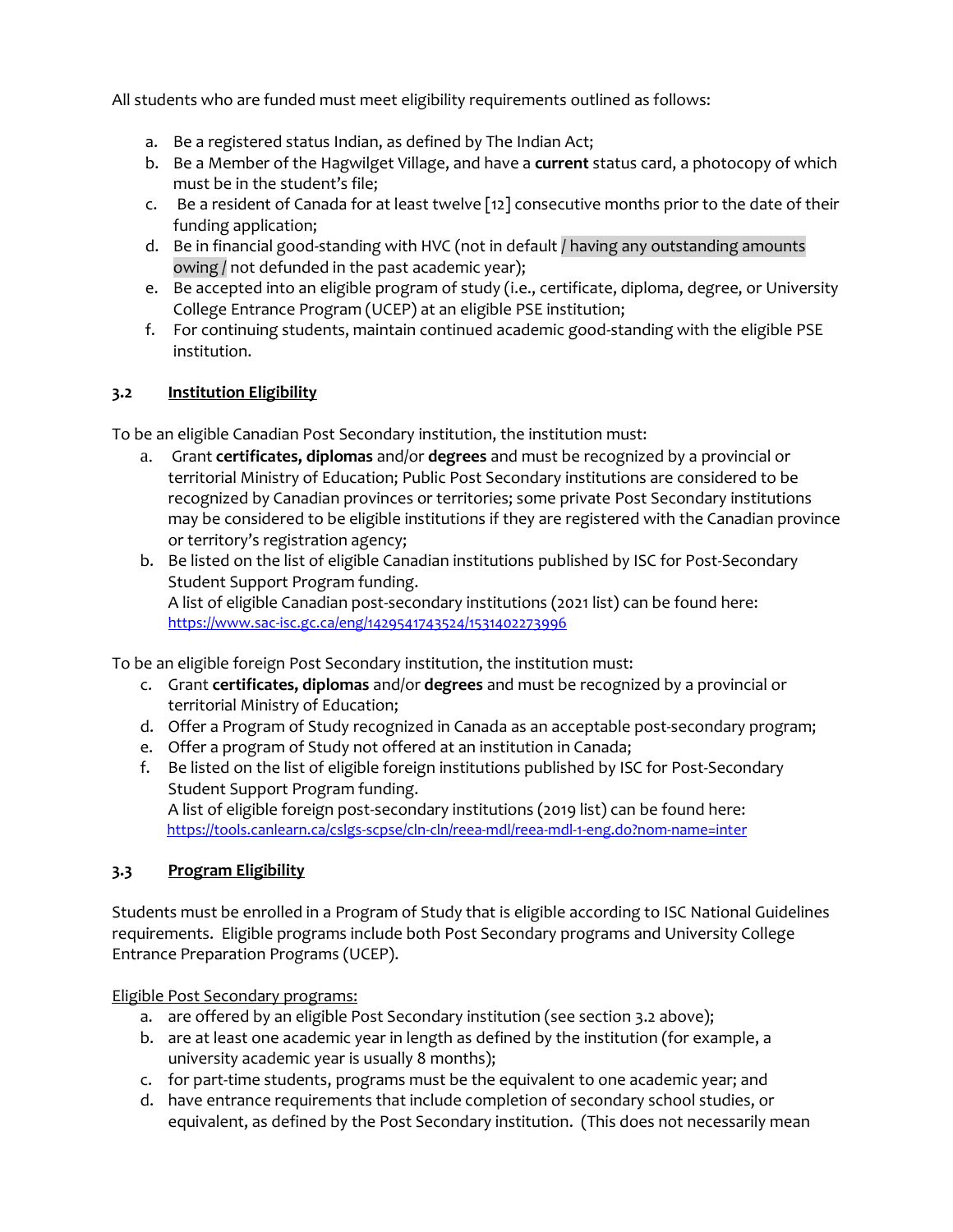All students who are funded must meet eligibility requirements outlined as follows:

a. Be a registered status Indian, as defined by The Indian Act;
b. Be a Member of the Hagwilget Village, and have a **current** status card, a photocopy of which must be in the student's file;
c. Be a resident of Canada for at least twelve [12] consecutive months prior to the date of their funding application;
d. Be in financial good-standing with HVC (not in default / having any outstanding amounts owing / not defunded in the past academic year);
e. Be accepted into an eligible program of study (i.e., certificate, diploma, degree, or University College Entrance Program (UCEP) at an eligible PSE institution;
f. For continuing students, maintain continued academic good-standing with the eligible PSE institution.

### 3.2 Institution Eligibility

To be an eligible Canadian Post Secondary institution, the institution must:

a. Grant **certificates, diplomas** and/or **degrees** and must be recognized by a provincial or territorial Ministry of Education; Public Post Secondary institutions are considered to be recognized by Canadian provinces or territories; some private Post Secondary institutions may be considered to be eligible institutions if they are registered with the Canadian province or territory's registration agency;
b. Be listed on the list of eligible Canadian institutions published by ISC for Post-Secondary Student Support Program funding.
A list of eligible Canadian post-secondary institutions (2021 list) can be found here:
https://www.sac-isc.gc.ca/eng/1429541743524/1531402273996

To be an eligible foreign Post Secondary institution, the institution must:

c. Grant **certificates, diplomas** and/or **degrees** and must be recognized by a provincial or territorial Ministry of Education;
d. Offer a Program of Study recognized in Canada as an acceptable post-secondary program;
e. Offer a program of Study not offered at an institution in Canada;
f. Be listed on the list of eligible foreign institutions published by ISC for Post-Secondary Student Support Program funding.
A list of eligible foreign post-secondary institutions (2019 list) can be found here:
https://tools.canlearn.ca/cslgs-scpse/cln-cln/reea-mdl/reea-mdl-1-eng.do?nom-name=inter

### 3.3 Program Eligibility

Students must be enrolled in a Program of Study that is eligible according to ISC National Guidelines requirements. Eligible programs include both Post Secondary programs and University College Entrance Preparation Programs (UCEP).

Eligible Post Secondary programs:

a. are offered by an eligible Post Secondary institution (see section 3.2 above);
b. are at least one academic year in length as defined by the institution (for example, a university academic year is usually 8 months);
c. for part-time students, programs must be the equivalent to one academic year; and
d. have entrance requirements that include completion of secondary school studies, or equivalent, as defined by the Post Secondary institution. (This does not necessarily mean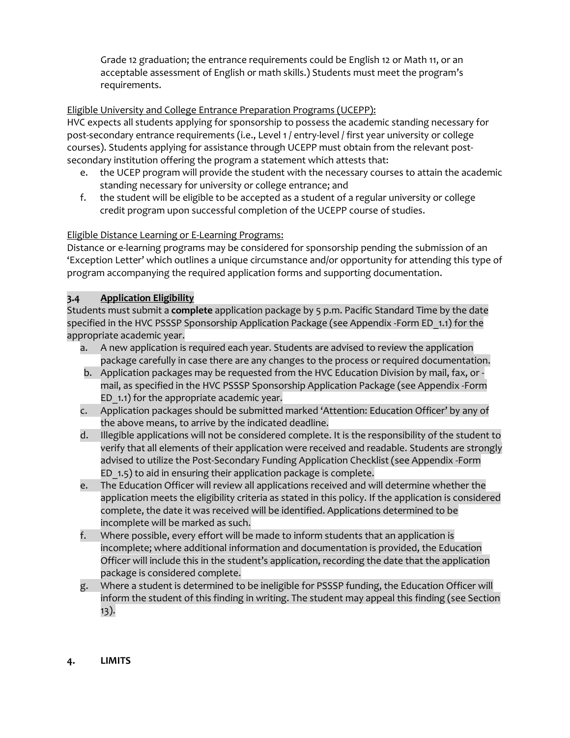Grade 12 graduation; the entrance requirements could be English 12 or Math 11, or an acceptable assessment of English or math skills.) Students must meet the program's requirements.

Eligible University and College Entrance Preparation Programs (UCEPP):
HVC expects all students applying for sponsorship to possess the academic standing necessary for post-secondary entrance requirements (i.e., Level 1 / entry-level / first year university or college courses). Students applying for assistance through UCEPP must obtain from the relevant post-secondary institution offering the program a statement which attests that:

e. the UCEP program will provide the student with the necessary courses to attain the academic standing necessary for university or college entrance; and
f. the student will be eligible to be accepted as a student of a regular university or college credit program upon successful completion of the UCEPP course of studies.

Eligible Distance Learning or E-Learning Programs:
Distance or e-learning programs may be considered for sponsorship pending the submission of an 'Exception Letter' which outlines a unique circumstance and/or opportunity for attending this type of program accompanying the required application forms and supporting documentation.

### 3.4 Application Eligibility

Students must submit a **complete** application package by 5 p.m. Pacific Standard Time by the date specified in the HVC PSSSP Sponsorship Application Package (see Appendix -Form ED_1.1) for the appropriate academic year.

a. A new application is required each year. Students are advised to review the application package carefully in case there are any changes to the process or required documentation.
b. Application packages may be requested from the HVC Education Division by mail, fax, or -mail, as specified in the HVC PSSSP Sponsorship Application Package (see Appendix -Form ED_1.1) for the appropriate academic year.
c. Application packages should be submitted marked 'Attention: Education Officer' by any of the above means, to arrive by the indicated deadline.
d. Illegible applications will not be considered complete. It is the responsibility of the student to verify that all elements of their application were received and readable. Students are strongly advised to utilize the Post-Secondary Funding Application Checklist (see Appendix -Form ED_1.5) to aid in ensuring their application package is complete.
e. The Education Officer will review all applications received and will determine whether the application meets the eligibility criteria as stated in this policy. If the application is considered complete, the date it was received will be identified. Applications determined to be incomplete will be marked as such.
f. Where possible, every effort will be made to inform students that an application is incomplete; where additional information and documentation is provided, the Education Officer will include this in the student's application, recording the date that the application package is considered complete.
g. Where a student is determined to be ineligible for PSSSP funding, the Education Officer will inform the student of this finding in writing. The student may appeal this finding (see Section 13).

## 4. LIMITS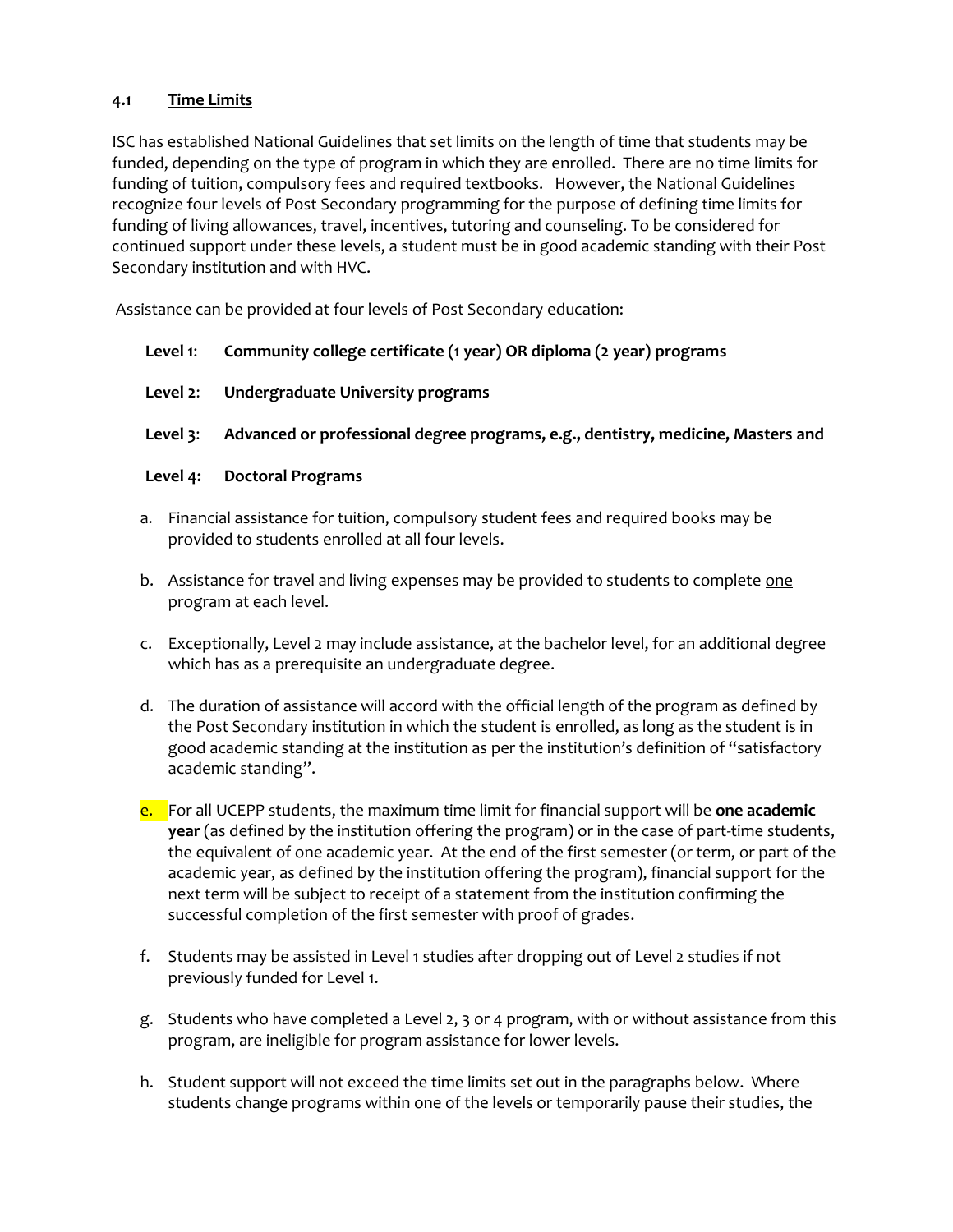### 4.1 Time Limits

ISC has established National Guidelines that set limits on the length of time that students may be funded, depending on the type of program in which they are enrolled. There are no time limits for funding of tuition, compulsory fees and required textbooks. However, the National Guidelines recognize four levels of Post Secondary programming for the purpose of defining time limits for funding of living allowances, travel, incentives, tutoring and counseling. To be considered for continued support under these levels, a student must be in good academic standing with their Post Secondary institution and with HVC.

Assistance can be provided at four levels of Post Secondary education:

**Level 1**: **Community college certificate (1 year) OR diploma (2 year) programs**

**Level 2**: **Undergraduate University programs**

**Level 3**: **Advanced or professional degree programs, e.g., dentistry, medicine, Masters and**

**Level 4: Doctoral Programs**

a. Financial assistance for tuition, compulsory student fees and required books may be provided to students enrolled at all four levels.

b. Assistance for travel and living expenses may be provided to students to complete one program at each level.

c. Exceptionally, Level 2 may include assistance, at the bachelor level, for an additional degree which has as a prerequisite an undergraduate degree.

d. The duration of assistance will accord with the official length of the program as defined by the Post Secondary institution in which the student is enrolled, as long as the student is in good academic standing at the institution as per the institution's definition of "satisfactory academic standing".

e. For all UCEPP students, the maximum time limit for financial support will be **one academic year** (as defined by the institution offering the program) or in the case of part-time students, the equivalent of one academic year. At the end of the first semester (or term, or part of the academic year, as defined by the institution offering the program), financial support for the next term will be subject to receipt of a statement from the institution confirming the successful completion of the first semester with proof of grades.

f. Students may be assisted in Level 1 studies after dropping out of Level 2 studies if not previously funded for Level 1.

g. Students who have completed a Level 2, 3 or 4 program, with or without assistance from this program, are ineligible for program assistance for lower levels.

h. Student support will not exceed the time limits set out in the paragraphs below. Where students change programs within one of the levels or temporarily pause their studies, the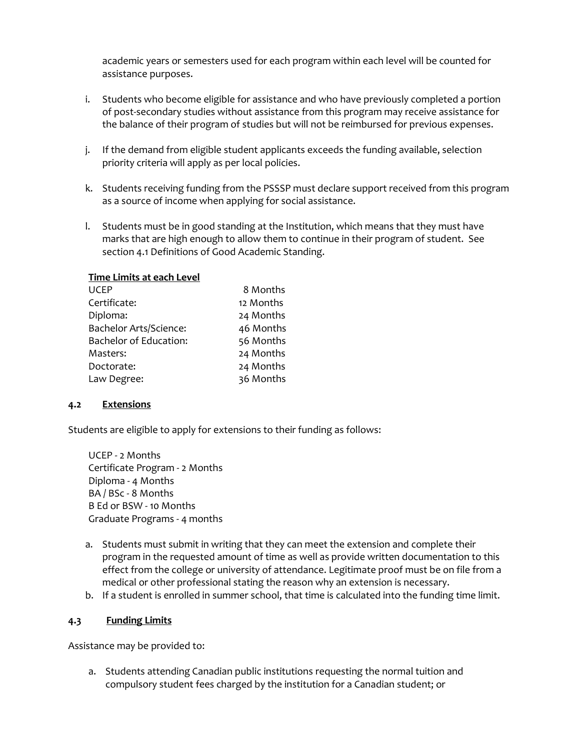academic years or semesters used for each program within each level will be counted for assistance purposes.

i. Students who become eligible for assistance and who have previously completed a portion of post-secondary studies without assistance from this program may receive assistance for the balance of their program of studies but will not be reimbursed for previous expenses.

j. If the demand from eligible student applicants exceeds the funding available, selection priority criteria will apply as per local policies.

k. Students receiving funding from the PSSSP must declare support received from this program as a source of income when applying for social assistance.

l. Students must be in good standing at the Institution, which means that they must have marks that are high enough to allow them to continue in their program of student. See section 4.1 Definitions of Good Academic Standing.

**Time Limits at each Level**

| | |
|---|---|
| UCEP | 8 Months |
| Certificate: | 12 Months |
| Diploma: | 24 Months |
| Bachelor Arts/Science: | 46 Months |
| Bachelor of Education: | 56 Months |
| Masters: | 24 Months |
| Doctorate: | 24 Months |
| Law Degree: | 36 Months |

### 4.2 Extensions

Students are eligible to apply for extensions to their funding as follows:

UCEP - 2 Months
Certificate Program - 2 Months
Diploma - 4 Months
BA / BSc - 8 Months
B Ed or BSW - 10 Months
Graduate Programs - 4 months

a. Students must submit in writing that they can meet the extension and complete their program in the requested amount of time as well as provide written documentation to this effect from the college or university of attendance. Legitimate proof must be on file from a medical or other professional stating the reason why an extension is necessary.
b. If a student is enrolled in summer school, that time is calculated into the funding time limit.

### 4.3 Funding Limits

Assistance may be provided to:

a. Students attending Canadian public institutions requesting the normal tuition and compulsory student fees charged by the institution for a Canadian student; or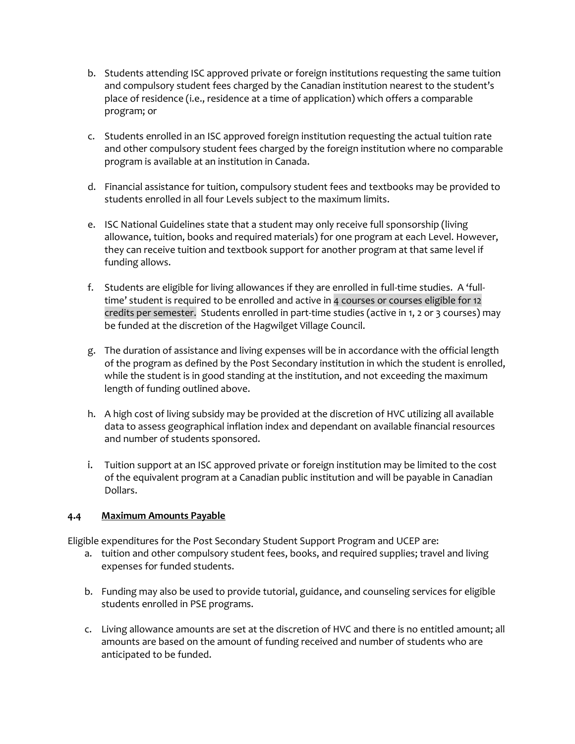b. Students attending ISC approved private or foreign institutions requesting the same tuition and compulsory student fees charged by the Canadian institution nearest to the student's place of residence (i.e., residence at a time of application) which offers a comparable program; or

c. Students enrolled in an ISC approved foreign institution requesting the actual tuition rate and other compulsory student fees charged by the foreign institution where no comparable program is available at an institution in Canada.

d. Financial assistance for tuition, compulsory student fees and textbooks may be provided to students enrolled in all four Levels subject to the maximum limits.

e. ISC National Guidelines state that a student may only receive full sponsorship (living allowance, tuition, books and required materials) for one program at each Level. However, they can receive tuition and textbook support for another program at that same level if funding allows.

f. Students are eligible for living allowances if they are enrolled in full-time studies. A 'full-time' student is required to be enrolled and active in 4 courses or courses eligible for 12 credits per semester. Students enrolled in part-time studies (active in 1, 2 or 3 courses) may be funded at the discretion of the Hagwilget Village Council.

g. The duration of assistance and living expenses will be in accordance with the official length of the program as defined by the Post Secondary institution in which the student is enrolled, while the student is in good standing at the institution, and not exceeding the maximum length of funding outlined above.

h. A high cost of living subsidy may be provided at the discretion of HVC utilizing all available data to assess geographical inflation index and dependant on available financial resources and number of students sponsored.

i. Tuition support at an ISC approved private or foreign institution may be limited to the cost of the equivalent program at a Canadian public institution and will be payable in Canadian Dollars.

### 4.4 Maximum Amounts Payable

Eligible expenditures for the Post Secondary Student Support Program and UCEP are:

a. tuition and other compulsory student fees, books, and required supplies; travel and living expenses for funded students.

b. Funding may also be used to provide tutorial, guidance, and counseling services for eligible students enrolled in PSE programs.

c. Living allowance amounts are set at the discretion of HVC and there is no entitled amount; all amounts are based on the amount of funding received and number of students who are anticipated to be funded.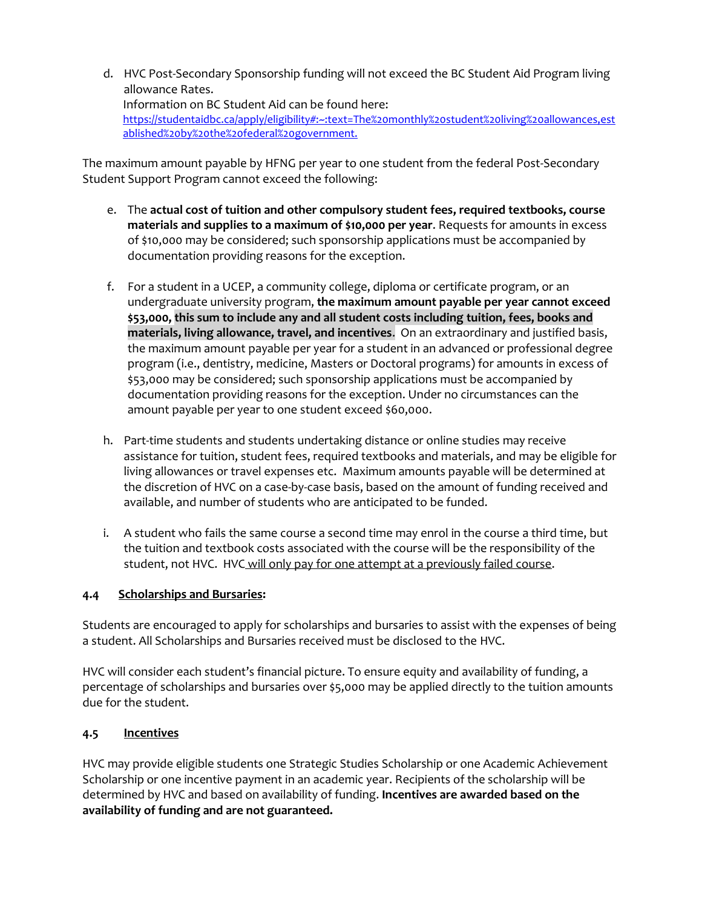d. HVC Post-Secondary Sponsorship funding will not exceed the BC Student Aid Program living allowance Rates.
   Information on BC Student Aid can be found here:
   [https://studentaidbc.ca/apply/eligibility#:~:text=The%20monthly%20student%20living%20allowances,established%20by%20the%20federal%20government.](https://studentaidbc.ca/apply/eligibility#:~:text=The%20monthly%20student%20living%20allowances,established%20by%20the%20federal%20government.)

The maximum amount payable by HFNG per year to one student from the federal Post-Secondary Student Support Program cannot exceed the following:

e. The **actual cost of tuition and other compulsory student fees, required textbooks, course materials and supplies to a maximum of $10,000 per year**. Requests for amounts in excess of $10,000 may be considered; such sponsorship applications must be accompanied by documentation providing reasons for the exception.

f. For a student in a UCEP, a community college, diploma or certificate program, or an undergraduate university program, **the maximum amount payable per year cannot exceed $53,000, this sum to include any and all student costs including tuition, fees, books and materials, living allowance, travel, and incentives**. On an extraordinary and justified basis, the maximum amount payable per year for a student in an advanced or professional degree program (i.e., dentistry, medicine, Masters or Doctoral programs) for amounts in excess of $53,000 may be considered; such sponsorship applications must be accompanied by documentation providing reasons for the exception. Under no circumstances can the amount payable per year to one student exceed $60,000.

h. Part-time students and students undertaking distance or online studies may receive assistance for tuition, student fees, required textbooks and materials, and may be eligible for living allowances or travel expenses etc. Maximum amounts payable will be determined at the discretion of HVC on a case-by-case basis, based on the amount of funding received and available, and number of students who are anticipated to be funded.

i. A student who fails the same course a second time may enrol in the course a third time, but the tuition and textbook costs associated with the course will be the responsibility of the student, not HVC. HVC <u>will only pay for one attempt at a previously failed course</u>.

### 4.4 <u>Scholarships and Bursaries</u>:

Students are encouraged to apply for scholarships and bursaries to assist with the expenses of being a student. All Scholarships and Bursaries received must be disclosed to the HVC.

HVC will consider each student's financial picture. To ensure equity and availability of funding, a percentage of scholarships and bursaries over $5,000 may be applied directly to the tuition amounts due for the student.

### 4.5 <u>Incentives</u>

HVC may provide eligible students one Strategic Studies Scholarship or one Academic Achievement Scholarship or one incentive payment in an academic year. Recipients of the scholarship will be determined by HVC and based on availability of funding. **Incentives are awarded based on the availability of funding and are not guaranteed.**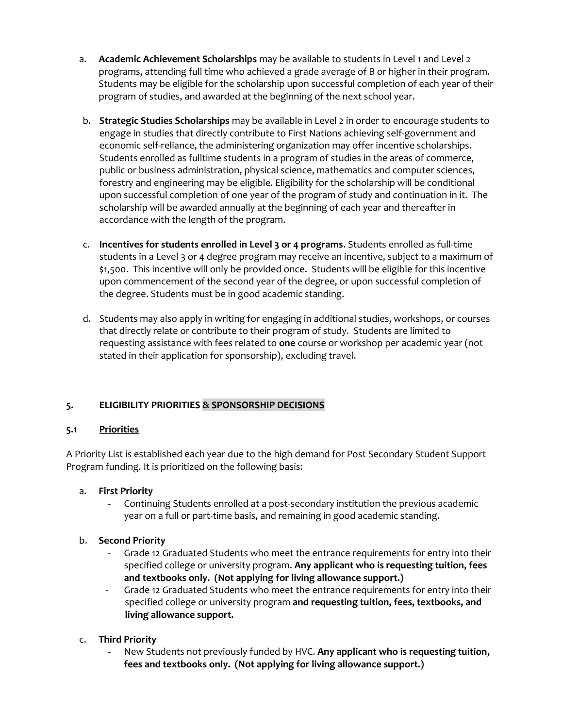a. **Academic Achievement Scholarships** may be available to students in Level 1 and Level 2 programs, attending full time who achieved a grade average of B or higher in their program. Students may be eligible for the scholarship upon successful completion of each year of their program of studies, and awarded at the beginning of the next school year.

b. **Strategic Studies Scholarships** may be available in Level 2 in order to encourage students to engage in studies that directly contribute to First Nations achieving self-government and economic self-reliance, the administering organization may offer incentive scholarships. Students enrolled as fulltime students in a program of studies in the areas of commerce, public or business administration, physical science, mathematics and computer sciences, forestry and engineering may be eligible. Eligibility for the scholarship will be conditional upon successful completion of one year of the program of study and continuation in it. The scholarship will be awarded annually at the beginning of each year and thereafter in accordance with the length of the program.

c. **Incentives for students enrolled in Level 3 or 4 programs**. Students enrolled as full-time students in a Level 3 or 4 degree program may receive an incentive, subject to a maximum of $1,500. This incentive will only be provided once. Students will be eligible for this incentive upon commencement of the second year of the degree, or upon successful completion of the degree. Students must be in good academic standing.

d. Students may also apply in writing for engaging in additional studies, workshops, or courses that directly relate or contribute to their program of study. Students are limited to requesting assistance with fees related to **one** course or workshop per academic year (not stated in their application for sponsorship), excluding travel.

## 5. ELIGIBILITY PRIORITIES & SPONSORSHIP DECISIONS

### 5.1 Priorities

A Priority List is established each year due to the high demand for Post Secondary Student Support Program funding. It is prioritized on the following basis:

a. **First Priority**
   - Continuing Students enrolled at a post-secondary institution the previous academic year on a full or part-time basis, and remaining in good academic standing.

b. **Second Priority**
   - Grade 12 Graduated Students who meet the entrance requirements for entry into their specified college or university program. **Any applicant who is requesting tuition, fees and textbooks only. (Not applying for living allowance support.)**
   - Grade 12 Graduated Students who meet the entrance requirements for entry into their specified college or university program **and requesting tuition, fees, textbooks, and living allowance support.**

c. **Third Priority**
   - New Students not previously funded by HVC. **Any applicant who is requesting tuition, fees and textbooks only. (Not applying for living allowance support.)**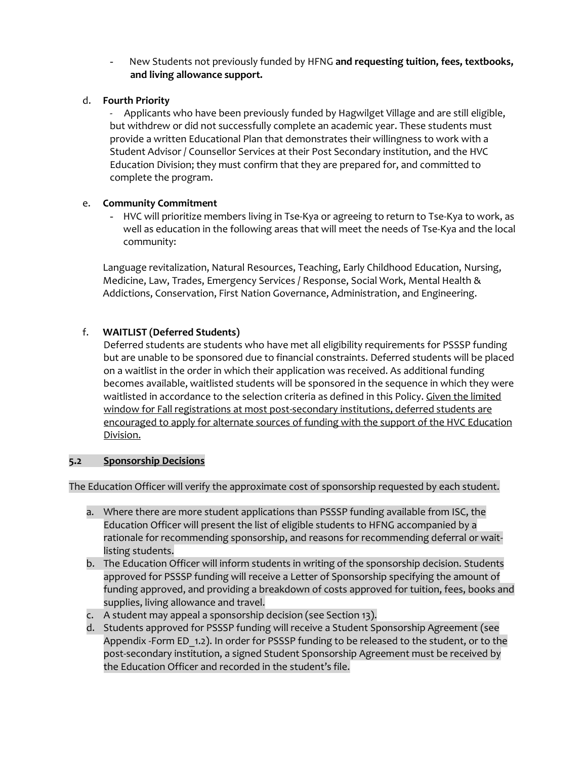- New Students not previously funded by HFNG **and requesting tuition, fees, textbooks, and living allowance support.**

d. **Fourth Priority**

- Applicants who have been previously funded by Hagwilget Village and are still eligible, but withdrew or did not successfully complete an academic year. These students must provide a written Educational Plan that demonstrates their willingness to work with a Student Advisor / Counsellor Services at their Post Secondary institution, and the HVC Education Division; they must confirm that they are prepared for, and committed to complete the program.

e. **Community Commitment**

- HVC will prioritize members living in Tse-Kya or agreeing to return to Tse-Kya to work, as well as education in the following areas that will meet the needs of Tse-Kya and the local community:

Language revitalization, Natural Resources, Teaching, Early Childhood Education, Nursing, Medicine, Law, Trades, Emergency Services / Response, Social Work, Mental Health & Addictions, Conservation, First Nation Governance, Administration, and Engineering.

f. **WAITLIST (Deferred Students)**

Deferred students are students who have met all eligibility requirements for PSSSP funding but are unable to be sponsored due to financial constraints. Deferred students will be placed on a waitlist in the order in which their application was received. As additional funding becomes available, waitlisted students will be sponsored in the sequence in which they were waitlisted in accordance to the selection criteria as defined in this Policy. <u>Given the limited window for Fall registrations at most post-secondary institutions, deferred students are encouraged to apply for alternate sources of funding with the support of the HVC Education Division.</u>

## 5.2 Sponsorship Decisions

The Education Officer will verify the approximate cost of sponsorship requested by each student.

a. Where there are more student applications than PSSSP funding available from ISC, the Education Officer will present the list of eligible students to HFNG accompanied by a rationale for recommending sponsorship, and reasons for recommending deferral or wait-listing students.
b. The Education Officer will inform students in writing of the sponsorship decision. Students approved for PSSSP funding will receive a Letter of Sponsorship specifying the amount of funding approved, and providing a breakdown of costs approved for tuition, fees, books and supplies, living allowance and travel.
c. A student may appeal a sponsorship decision (see Section 13).
d. Students approved for PSSSP funding will receive a Student Sponsorship Agreement (see Appendix -Form ED_1.2). In order for PSSSP funding to be released to the student, or to the post-secondary institution, a signed Student Sponsorship Agreement must be received by the Education Officer and recorded in the student's file.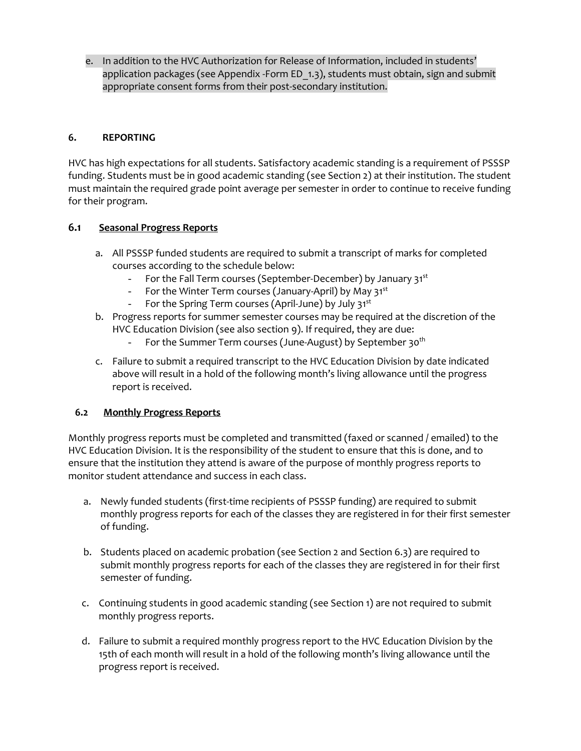e. In addition to the HVC Authorization for Release of Information, included in students' application packages (see Appendix -Form ED_1.3), students must obtain, sign and submit appropriate consent forms from their post-secondary institution.

## 6. REPORTING

HVC has high expectations for all students. Satisfactory academic standing is a requirement of PSSSP funding. Students must be in good academic standing (see Section 2) at their institution. The student must maintain the required grade point average per semester in order to continue to receive funding for their program.

### 6.1 Seasonal Progress Reports

a. All PSSSP funded students are required to submit a transcript of marks for completed courses according to the schedule below:
   - For the Fall Term courses (September-December) by January 31st
   - For the Winter Term courses (January-April) by May 31st
   - For the Spring Term courses (April-June) by July 31st

b. Progress reports for summer semester courses may be required at the discretion of the HVC Education Division (see also section 9). If required, they are due:
   - For the Summer Term courses (June-August) by September 30th

c. Failure to submit a required transcript to the HVC Education Division by date indicated above will result in a hold of the following month's living allowance until the progress report is received.

### 6.2 Monthly Progress Reports

Monthly progress reports must be completed and transmitted (faxed or scanned / emailed) to the HVC Education Division. It is the responsibility of the student to ensure that this is done, and to ensure that the institution they attend is aware of the purpose of monthly progress reports to monitor student attendance and success in each class.

a. Newly funded students (first-time recipients of PSSSP funding) are required to submit monthly progress reports for each of the classes they are registered in for their first semester of funding.

b. Students placed on academic probation (see Section 2 and Section 6.3) are required to submit monthly progress reports for each of the classes they are registered in for their first semester of funding.

c. Continuing students in good academic standing (see Section 1) are not required to submit monthly progress reports.

d. Failure to submit a required monthly progress report to the HVC Education Division by the 15th of each month will result in a hold of the following month's living allowance until the progress report is received.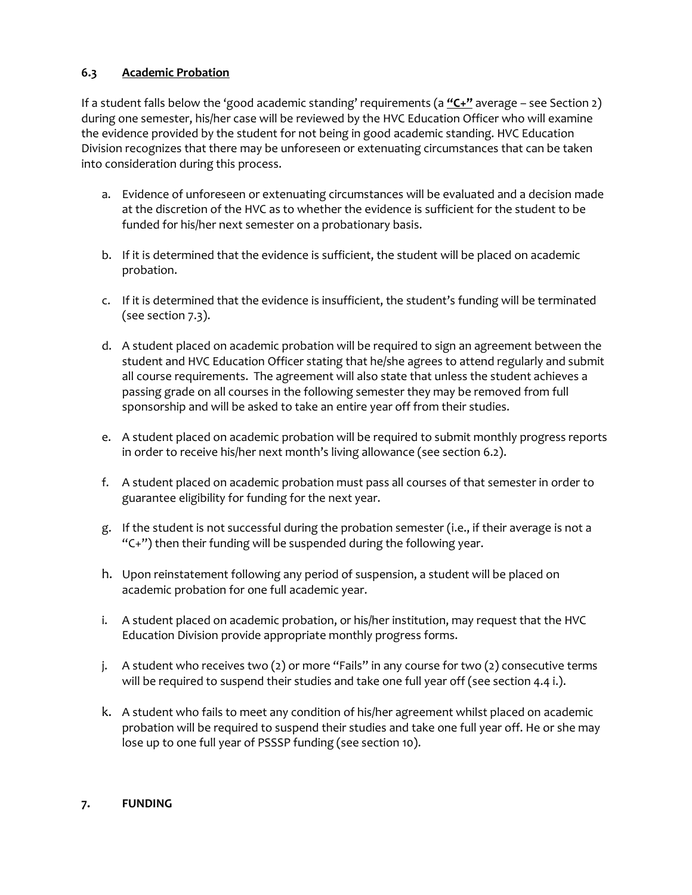### 6.3 <u>Academic Probation</u>

If a student falls below the 'good academic standing' requirements (a **<u>"C+"</u>** average – see Section 2) during one semester, his/her case will be reviewed by the HVC Education Officer who will examine the evidence provided by the student for not being in good academic standing. HVC Education Division recognizes that there may be unforeseen or extenuating circumstances that can be taken into consideration during this process.

a. Evidence of unforeseen or extenuating circumstances will be evaluated and a decision made at the discretion of the HVC as to whether the evidence is sufficient for the student to be funded for his/her next semester on a probationary basis.

b. If it is determined that the evidence is sufficient, the student will be placed on academic probation.

c. If it is determined that the evidence is insufficient, the student's funding will be terminated (see section 7.3).

d. A student placed on academic probation will be required to sign an agreement between the student and HVC Education Officer stating that he/she agrees to attend regularly and submit all course requirements. The agreement will also state that unless the student achieves a passing grade on all courses in the following semester they may be removed from full sponsorship and will be asked to take an entire year off from their studies.

e. A student placed on academic probation will be required to submit monthly progress reports in order to receive his/her next month's living allowance (see section 6.2).

f. A student placed on academic probation must pass all courses of that semester in order to guarantee eligibility for funding for the next year.

g. If the student is not successful during the probation semester (i.e., if their average is not a "C+") then their funding will be suspended during the following year.

h. Upon reinstatement following any period of suspension, a student will be placed on academic probation for one full academic year.

i. A student placed on academic probation, or his/her institution, may request that the HVC Education Division provide appropriate monthly progress forms.

j. A student who receives two (2) or more "Fails" in any course for two (2) consecutive terms will be required to suspend their studies and take one full year off (see section 4.4 i.).

k. A student who fails to meet any condition of his/her agreement whilst placed on academic probation will be required to suspend their studies and take one full year off. He or she may lose up to one full year of PSSSP funding (see section 10).

## 7. FUNDING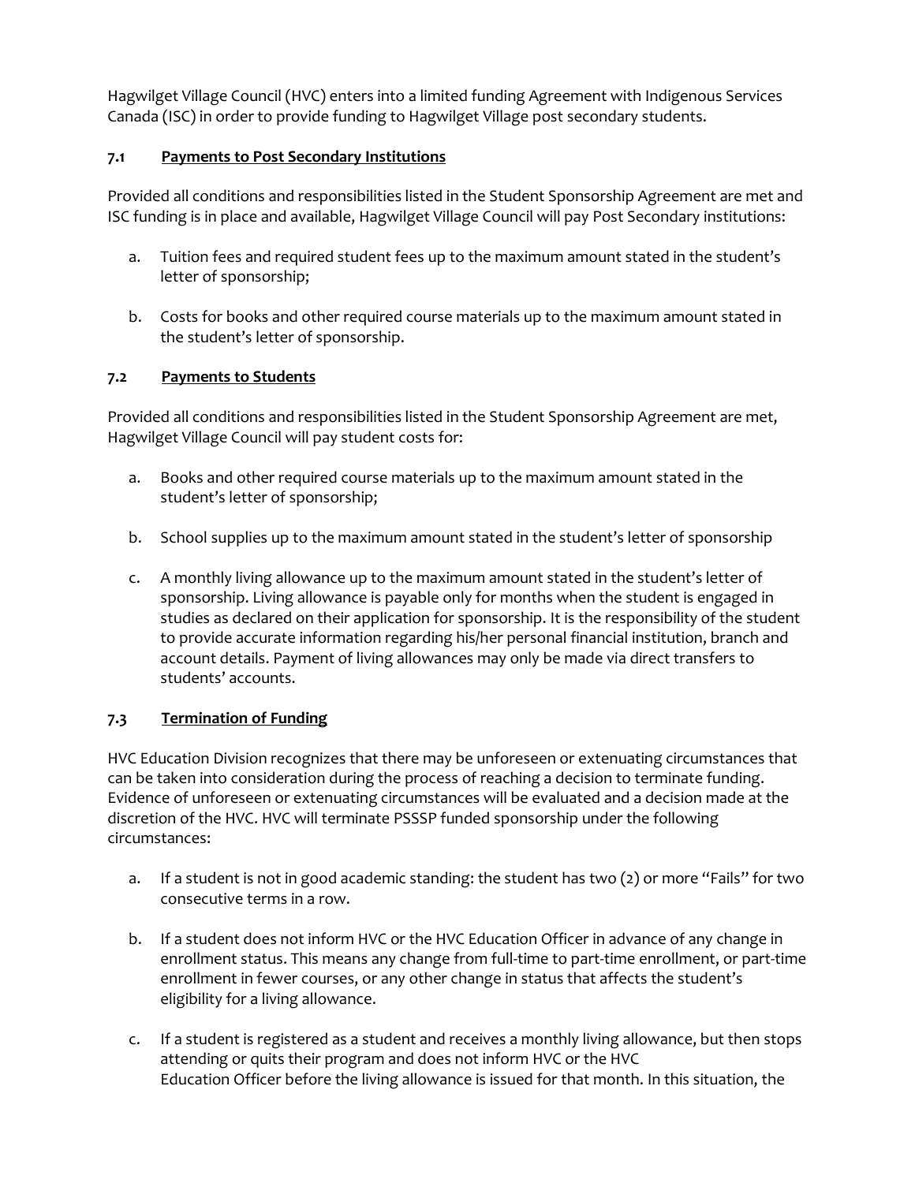Hagwilget Village Council (HVC) enters into a limited funding Agreement with Indigenous Services Canada (ISC) in order to provide funding to Hagwilget Village post secondary students.

### 7.1 Payments to Post Secondary Institutions

Provided all conditions and responsibilities listed in the Student Sponsorship Agreement are met and ISC funding is in place and available, Hagwilget Village Council will pay Post Secondary institutions:

a. Tuition fees and required student fees up to the maximum amount stated in the student's letter of sponsorship;

b. Costs for books and other required course materials up to the maximum amount stated in the student's letter of sponsorship.

### 7.2 Payments to Students

Provided all conditions and responsibilities listed in the Student Sponsorship Agreement are met, Hagwilget Village Council will pay student costs for:

a. Books and other required course materials up to the maximum amount stated in the student's letter of sponsorship;

b. School supplies up to the maximum amount stated in the student's letter of sponsorship

c. A monthly living allowance up to the maximum amount stated in the student's letter of sponsorship. Living allowance is payable only for months when the student is engaged in studies as declared on their application for sponsorship. It is the responsibility of the student to provide accurate information regarding his/her personal financial institution, branch and account details. Payment of living allowances may only be made via direct transfers to students' accounts.

### 7.3 Termination of Funding

HVC Education Division recognizes that there may be unforeseen or extenuating circumstances that can be taken into consideration during the process of reaching a decision to terminate funding. Evidence of unforeseen or extenuating circumstances will be evaluated and a decision made at the discretion of the HVC. HVC will terminate PSSSP funded sponsorship under the following circumstances:

a. If a student is not in good academic standing: the student has two (2) or more "Fails" for two consecutive terms in a row.

b. If a student does not inform HVC or the HVC Education Officer in advance of any change in enrollment status. This means any change from full-time to part-time enrollment, or part-time enrollment in fewer courses, or any other change in status that affects the student's eligibility for a living allowance.

c. If a student is registered as a student and receives a monthly living allowance, but then stops attending or quits their program and does not inform HVC or the HVC Education Officer before the living allowance is issued for that month. In this situation, the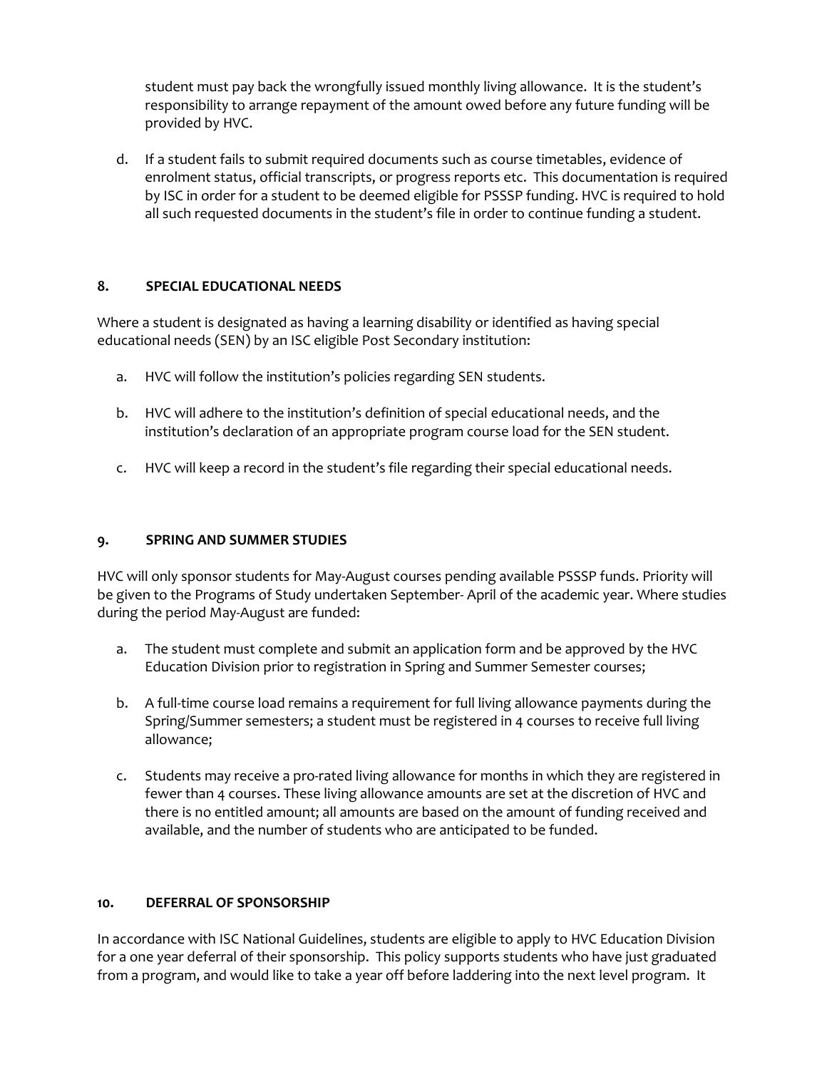student must pay back the wrongfully issued monthly living allowance. It is the student's responsibility to arrange repayment of the amount owed before any future funding will be provided by HVC.

d. If a student fails to submit required documents such as course timetables, evidence of enrolment status, official transcripts, or progress reports etc. This documentation is required by ISC in order for a student to be deemed eligible for PSSSP funding. HVC is required to hold all such requested documents in the student's file in order to continue funding a student.

## 8. SPECIAL EDUCATIONAL NEEDS

Where a student is designated as having a learning disability or identified as having special educational needs (SEN) by an ISC eligible Post Secondary institution:

a. HVC will follow the institution's policies regarding SEN students.

b. HVC will adhere to the institution's definition of special educational needs, and the institution's declaration of an appropriate program course load for the SEN student.

c. HVC will keep a record in the student's file regarding their special educational needs.

## 9. SPRING AND SUMMER STUDIES

HVC will only sponsor students for May-August courses pending available PSSSP funds. Priority will be given to the Programs of Study undertaken September- April of the academic year. Where studies during the period May-August are funded:

a. The student must complete and submit an application form and be approved by the HVC Education Division prior to registration in Spring and Summer Semester courses;

b. A full-time course load remains a requirement for full living allowance payments during the Spring/Summer semesters; a student must be registered in 4 courses to receive full living allowance;

c. Students may receive a pro-rated living allowance for months in which they are registered in fewer than 4 courses. These living allowance amounts are set at the discretion of HVC and there is no entitled amount; all amounts are based on the amount of funding received and available, and the number of students who are anticipated to be funded.

## 10. DEFERRAL OF SPONSORSHIP

In accordance with ISC National Guidelines, students are eligible to apply to HVC Education Division for a one year deferral of their sponsorship. This policy supports students who have just graduated from a program, and would like to take a year off before laddering into the next level program. It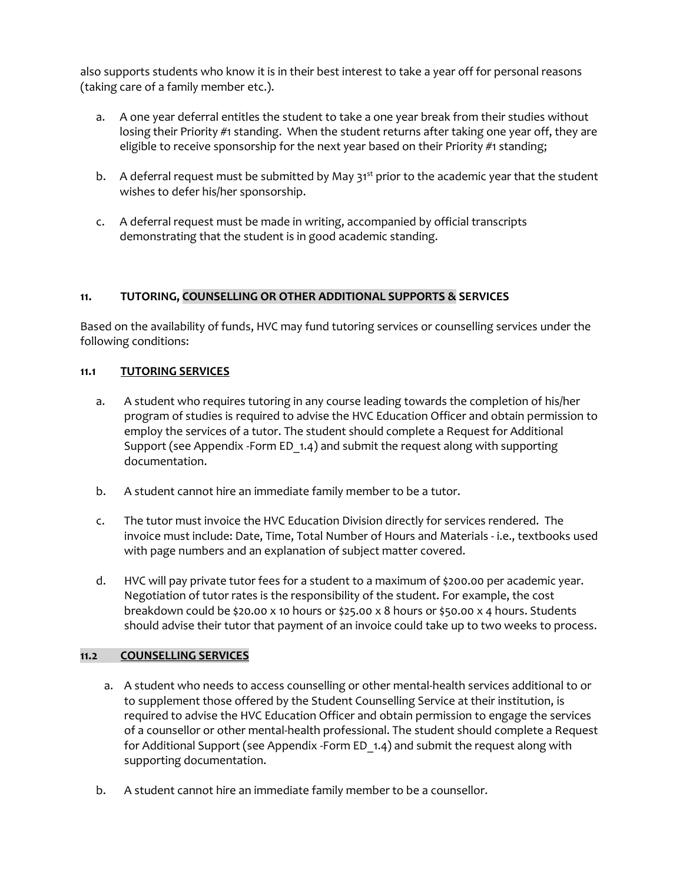also supports students who know it is in their best interest to take a year off for personal reasons (taking care of a family member etc.).

a. A one year deferral entitles the student to take a one year break from their studies without losing their Priority #1 standing. When the student returns after taking one year off, they are eligible to receive sponsorship for the next year based on their Priority #1 standing;

b. A deferral request must be submitted by May 31st prior to the academic year that the student wishes to defer his/her sponsorship.

c. A deferral request must be made in writing, accompanied by official transcripts demonstrating that the student is in good academic standing.

## 11. TUTORING, COUNSELLING OR OTHER ADDITIONAL SUPPORTS & SERVICES

Based on the availability of funds, HVC may fund tutoring services or counselling services under the following conditions:

### 11.1 TUTORING SERVICES

a. A student who requires tutoring in any course leading towards the completion of his/her program of studies is required to advise the HVC Education Officer and obtain permission to employ the services of a tutor. The student should complete a Request for Additional Support (see Appendix -Form ED_1.4) and submit the request along with supporting documentation.

b. A student cannot hire an immediate family member to be a tutor.

c. The tutor must invoice the HVC Education Division directly for services rendered. The invoice must include: Date, Time, Total Number of Hours and Materials - i.e., textbooks used with page numbers and an explanation of subject matter covered.

d. HVC will pay private tutor fees for a student to a maximum of $200.00 per academic year. Negotiation of tutor rates is the responsibility of the student. For example, the cost breakdown could be $20.00 x 10 hours or $25.00 x 8 hours or $50.00 x 4 hours. Students should advise their tutor that payment of an invoice could take up to two weeks to process.

### 11.2 COUNSELLING SERVICES

a. A student who needs to access counselling or other mental-health services additional to or to supplement those offered by the Student Counselling Service at their institution, is required to advise the HVC Education Officer and obtain permission to engage the services of a counsellor or other mental-health professional. The student should complete a Request for Additional Support (see Appendix -Form ED_1.4) and submit the request along with supporting documentation.

b. A student cannot hire an immediate family member to be a counsellor.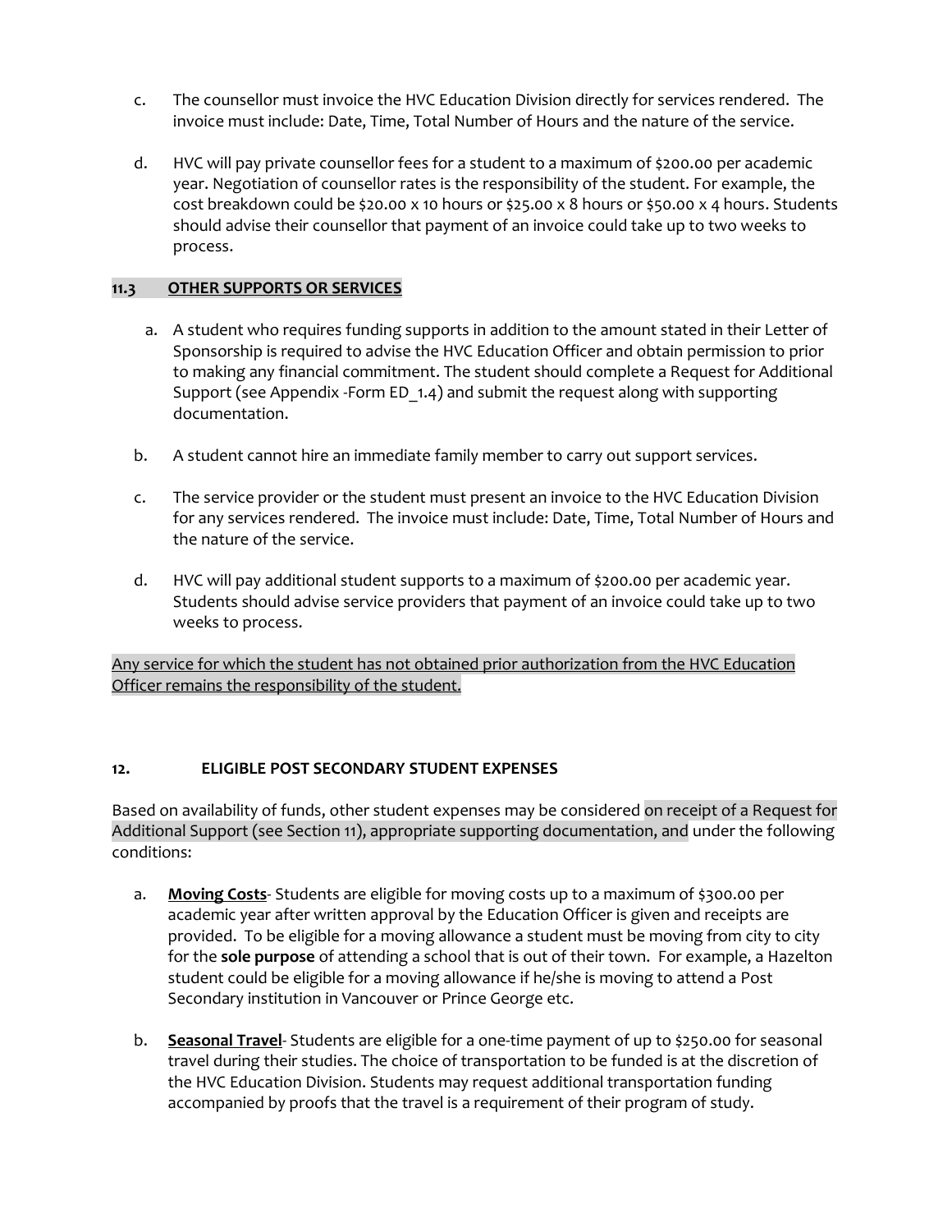c. The counsellor must invoice the HVC Education Division directly for services rendered. The invoice must include: Date, Time, Total Number of Hours and the nature of the service.

d. HVC will pay private counsellor fees for a student to a maximum of $200.00 per academic year. Negotiation of counsellor rates is the responsibility of the student. For example, the cost breakdown could be $20.00 x 10 hours or $25.00 x 8 hours or $50.00 x 4 hours. Students should advise their counsellor that payment of an invoice could take up to two weeks to process.

### 11.3 OTHER SUPPORTS OR SERVICES

a. A student who requires funding supports in addition to the amount stated in their Letter of Sponsorship is required to advise the HVC Education Officer and obtain permission to prior to making any financial commitment. The student should complete a Request for Additional Support (see Appendix -Form ED_1.4) and submit the request along with supporting documentation.

b. A student cannot hire an immediate family member to carry out support services.

c. The service provider or the student must present an invoice to the HVC Education Division for any services rendered. The invoice must include: Date, Time, Total Number of Hours and the nature of the service.

d. HVC will pay additional student supports to a maximum of $200.00 per academic year. Students should advise service providers that payment of an invoice could take up to two weeks to process.

Any service for which the student has not obtained prior authorization from the HVC Education Officer remains the responsibility of the student.

## 12. ELIGIBLE POST SECONDARY STUDENT EXPENSES

Based on availability of funds, other student expenses may be considered on receipt of a Request for Additional Support (see Section 11), appropriate supporting documentation, and under the following conditions:

a. **Moving Costs**- Students are eligible for moving costs up to a maximum of $300.00 per academic year after written approval by the Education Officer is given and receipts are provided. To be eligible for a moving allowance a student must be moving from city to city for the **sole purpose** of attending a school that is out of their town. For example, a Hazelton student could be eligible for a moving allowance if he/she is moving to attend a Post Secondary institution in Vancouver or Prince George etc.

b. **Seasonal Travel**- Students are eligible for a one-time payment of up to $250.00 for seasonal travel during their studies. The choice of transportation to be funded is at the discretion of the HVC Education Division. Students may request additional transportation funding accompanied by proofs that the travel is a requirement of their program of study.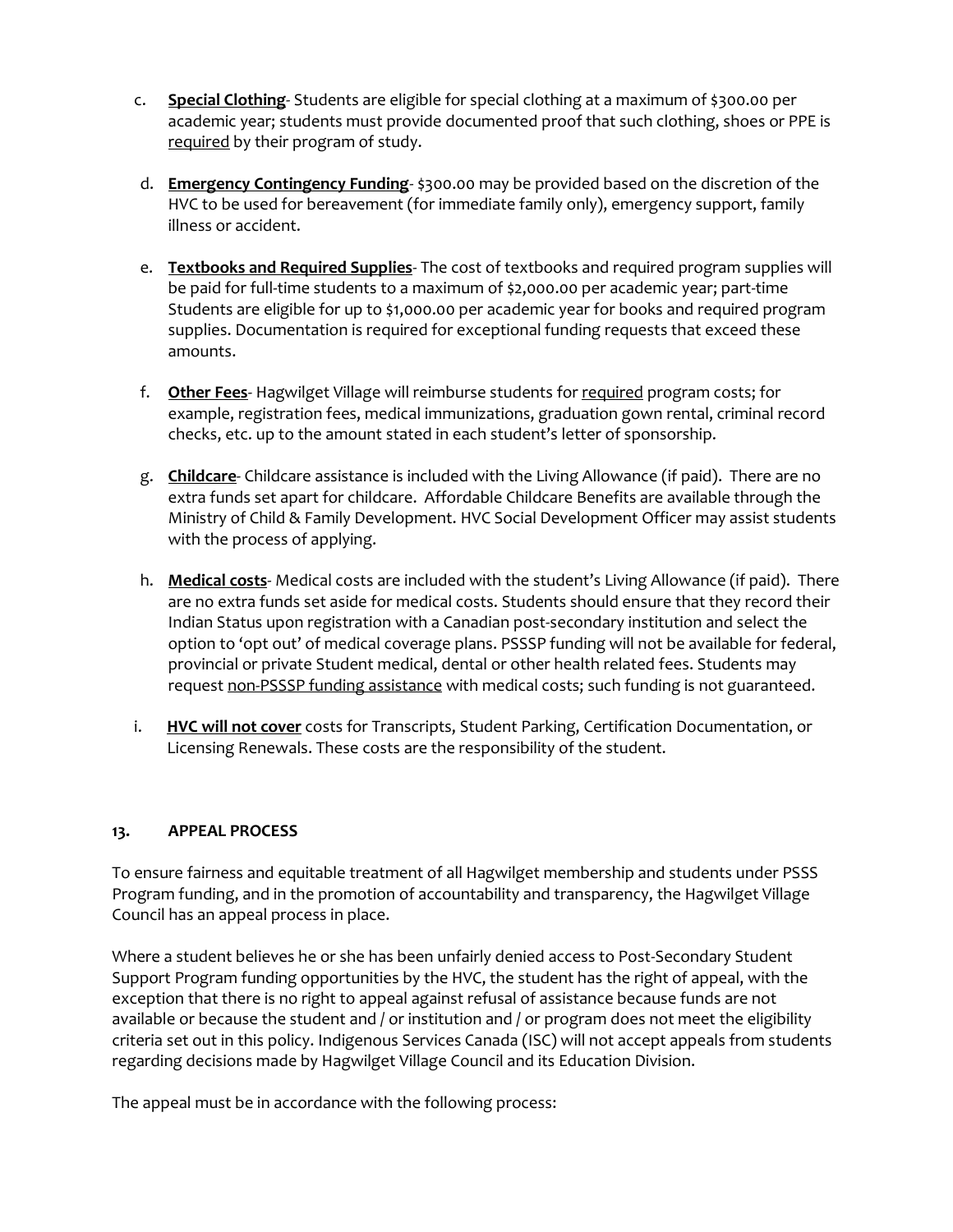c. **<u>Special Clothing</u>**- Students are eligible for special clothing at a maximum of $300.00 per academic year; students must provide documented proof that such clothing, shoes or PPE is <u>required</u> by their program of study.

d. **<u>Emergency Contingency Funding</u>**- $300.00 may be provided based on the discretion of the HVC to be used for bereavement (for immediate family only), emergency support, family illness or accident.

e. **<u>Textbooks and Required Supplies</u>**- The cost of textbooks and required program supplies will be paid for full-time students to a maximum of $2,000.00 per academic year; part-time Students are eligible for up to $1,000.00 per academic year for books and required program supplies. Documentation is required for exceptional funding requests that exceed these amounts.

f. **<u>Other Fees</u>**- Hagwilget Village will reimburse students for <u>required</u> program costs; for example, registration fees, medical immunizations, graduation gown rental, criminal record checks, etc. up to the amount stated in each student's letter of sponsorship.

g. **<u>Childcare</u>**- Childcare assistance is included with the Living Allowance (if paid). There are no extra funds set apart for childcare. Affordable Childcare Benefits are available through the Ministry of Child & Family Development. HVC Social Development Officer may assist students with the process of applying.

h. **<u>Medical costs</u>**- Medical costs are included with the student's Living Allowance (if paid). There are no extra funds set aside for medical costs. Students should ensure that they record their Indian Status upon registration with a Canadian post-secondary institution and select the option to 'opt out' of medical coverage plans. PSSSP funding will not be available for federal, provincial or private Student medical, dental or other health related fees. Students may request <u>non-PSSSP funding assistance</u> with medical costs; such funding is not guaranteed.

i. **<u>HVC will not cover</u>** costs for Transcripts, Student Parking, Certification Documentation, or Licensing Renewals. These costs are the responsibility of the student.

### 13. APPEAL PROCESS

To ensure fairness and equitable treatment of all Hagwilget membership and students under PSSS Program funding, and in the promotion of accountability and transparency, the Hagwilget Village Council has an appeal process in place.

Where a student believes he or she has been unfairly denied access to Post-Secondary Student Support Program funding opportunities by the HVC, the student has the right of appeal, with the exception that there is no right to appeal against refusal of assistance because funds are not available or because the student and / or institution and / or program does not meet the eligibility criteria set out in this policy. Indigenous Services Canada (ISC) will not accept appeals from students regarding decisions made by Hagwilget Village Council and its Education Division.

The appeal must be in accordance with the following process: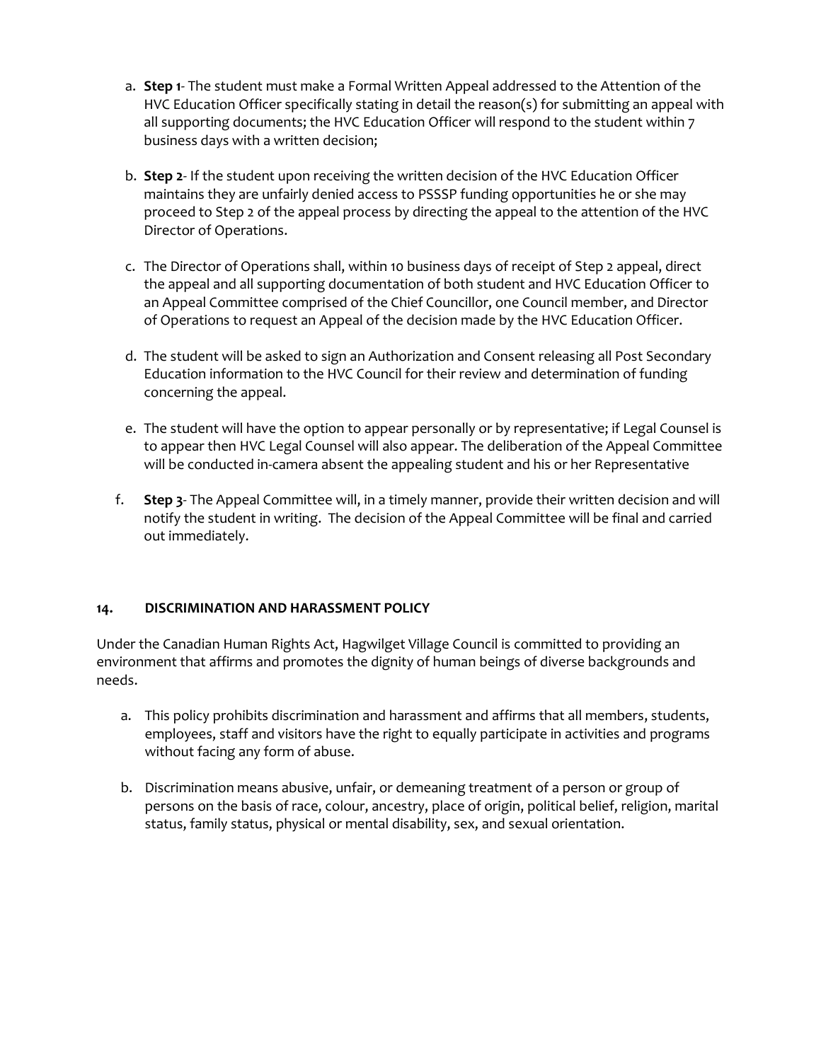a. **Step 1**- The student must make a Formal Written Appeal addressed to the Attention of the HVC Education Officer specifically stating in detail the reason(s) for submitting an appeal with all supporting documents; the HVC Education Officer will respond to the student within 7 business days with a written decision;

b. **Step 2**- If the student upon receiving the written decision of the HVC Education Officer maintains they are unfairly denied access to PSSSP funding opportunities he or she may proceed to Step 2 of the appeal process by directing the appeal to the attention of the HVC Director of Operations.

c. The Director of Operations shall, within 10 business days of receipt of Step 2 appeal, direct the appeal and all supporting documentation of both student and HVC Education Officer to an Appeal Committee comprised of the Chief Councillor, one Council member, and Director of Operations to request an Appeal of the decision made by the HVC Education Officer.

d. The student will be asked to sign an Authorization and Consent releasing all Post Secondary Education information to the HVC Council for their review and determination of funding concerning the appeal.

e. The student will have the option to appear personally or by representative; if Legal Counsel is to appear then HVC Legal Counsel will also appear. The deliberation of the Appeal Committee will be conducted in-camera absent the appealing student and his or her Representative

f. **Step 3**- The Appeal Committee will, in a timely manner, provide their written decision and will notify the student in writing. The decision of the Appeal Committee will be final and carried out immediately.

### 14. DISCRIMINATION AND HARASSMENT POLICY

Under the Canadian Human Rights Act, Hagwilget Village Council is committed to providing an environment that affirms and promotes the dignity of human beings of diverse backgrounds and needs.

a. This policy prohibits discrimination and harassment and affirms that all members, students, employees, staff and visitors have the right to equally participate in activities and programs without facing any form of abuse.

b. Discrimination means abusive, unfair, or demeaning treatment of a person or group of persons on the basis of race, colour, ancestry, place of origin, political belief, religion, marital status, family status, physical or mental disability, sex, and sexual orientation.